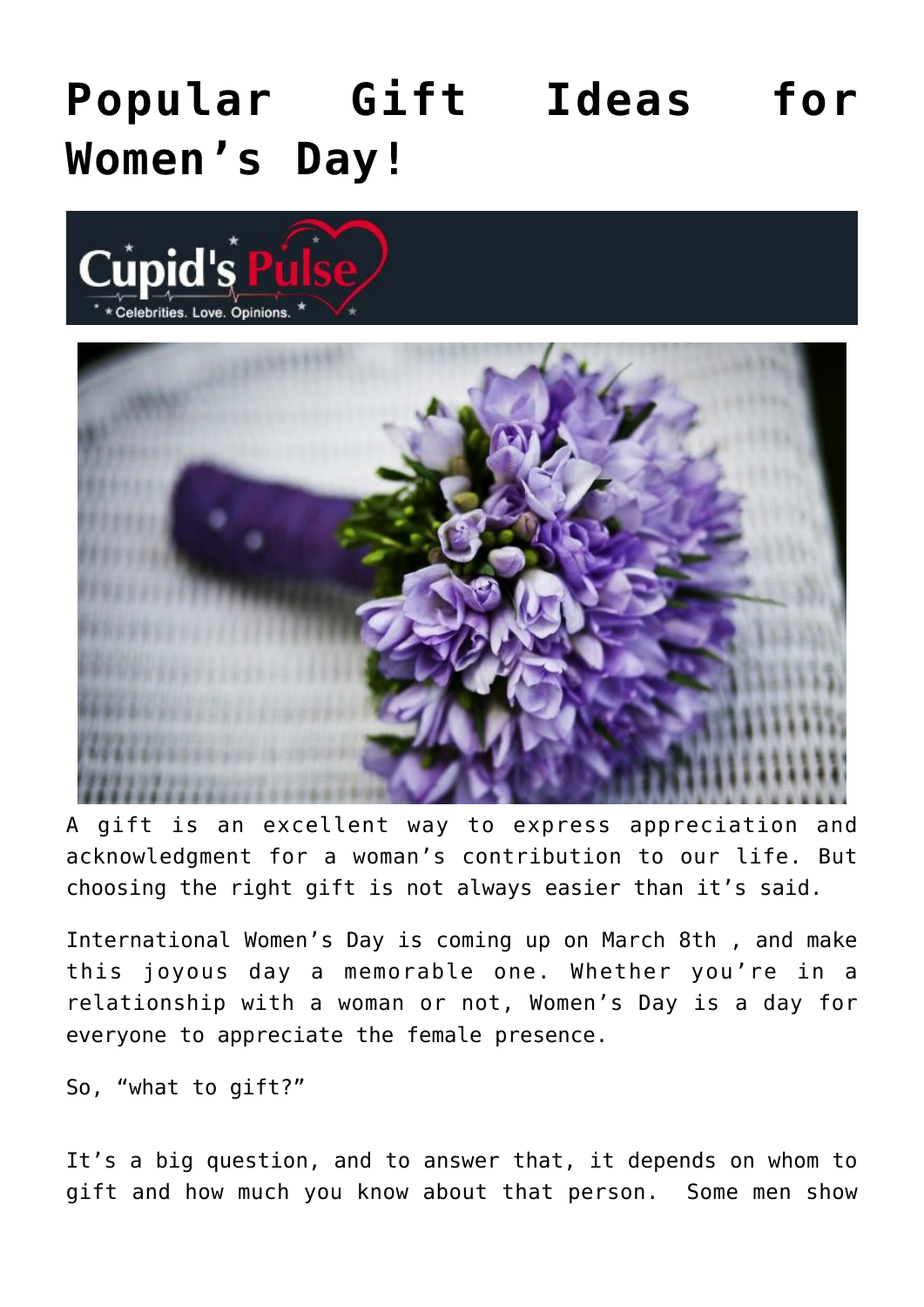# Popular Gift Ideas for Women's Day!

A gift is an excellent way to express appreciation and acknowledgment for a woman's contribution to our life. But choosing the right gift is not always easier than it's said.

International Women's Day is coming up on March 8th , and make this joyous day a memorable one. Whether you're in a relationship with a woman or not, Women's Day is a day for everyone to appreciate the female presence.

So, "what to gift?"

It's a big question, and to answer that, it depends on whom to gift and how much you know about that person. Some men show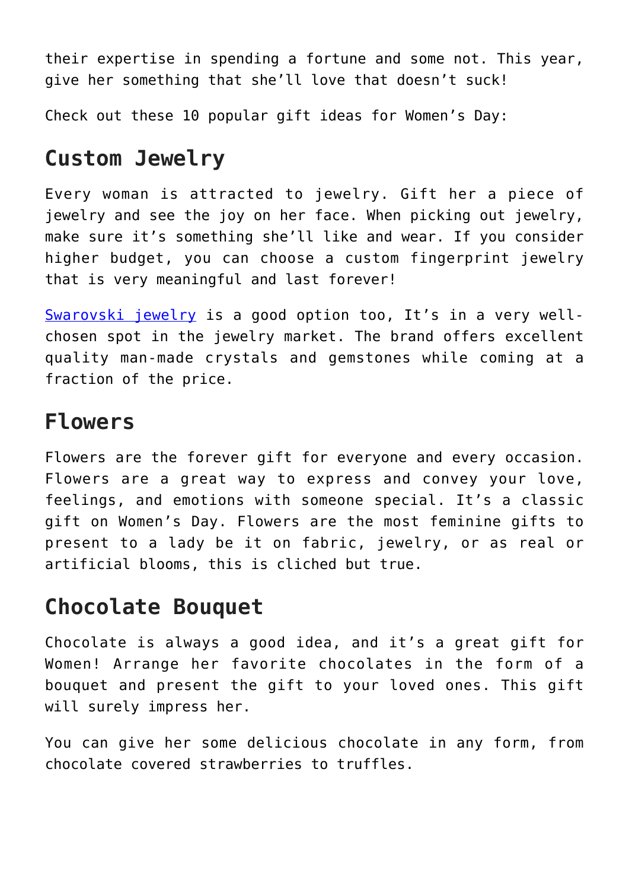their expertise in spending a fortune and some not. This year, give her something that she'll love that doesn't suck!

Check out these 10 popular gift ideas for Women's Day:

## Custom Jewelry

Every woman is attracted to jewelry. Gift her a piece of jewelry and see the joy on her face. When picking out jewelry, make sure it's something she'll like and wear. If you consider higher budget, you can choose a custom fingerprint jewelry that is very meaningful and last forever!

Swarovski jewelry is a good option too, It's in a very well-chosen spot in the jewelry market. The brand offers excellent quality man-made crystals and gemstones while coming at a fraction of the price.

## Flowers

Flowers are the forever gift for everyone and every occasion. Flowers are a great way to express and convey your love, feelings, and emotions with someone special. It's a classic gift on Women's Day. Flowers are the most feminine gifts to present to a lady be it on fabric, jewelry, or as real or artificial blooms, this is cliched but true.

## Chocolate Bouquet

Chocolate is always a good idea, and it's a great gift for Women! Arrange her favorite chocolates in the form of a bouquet and present the gift to your loved ones. This gift will surely impress her.

You can give her some delicious chocolate in any form, from chocolate covered strawberries to truffles.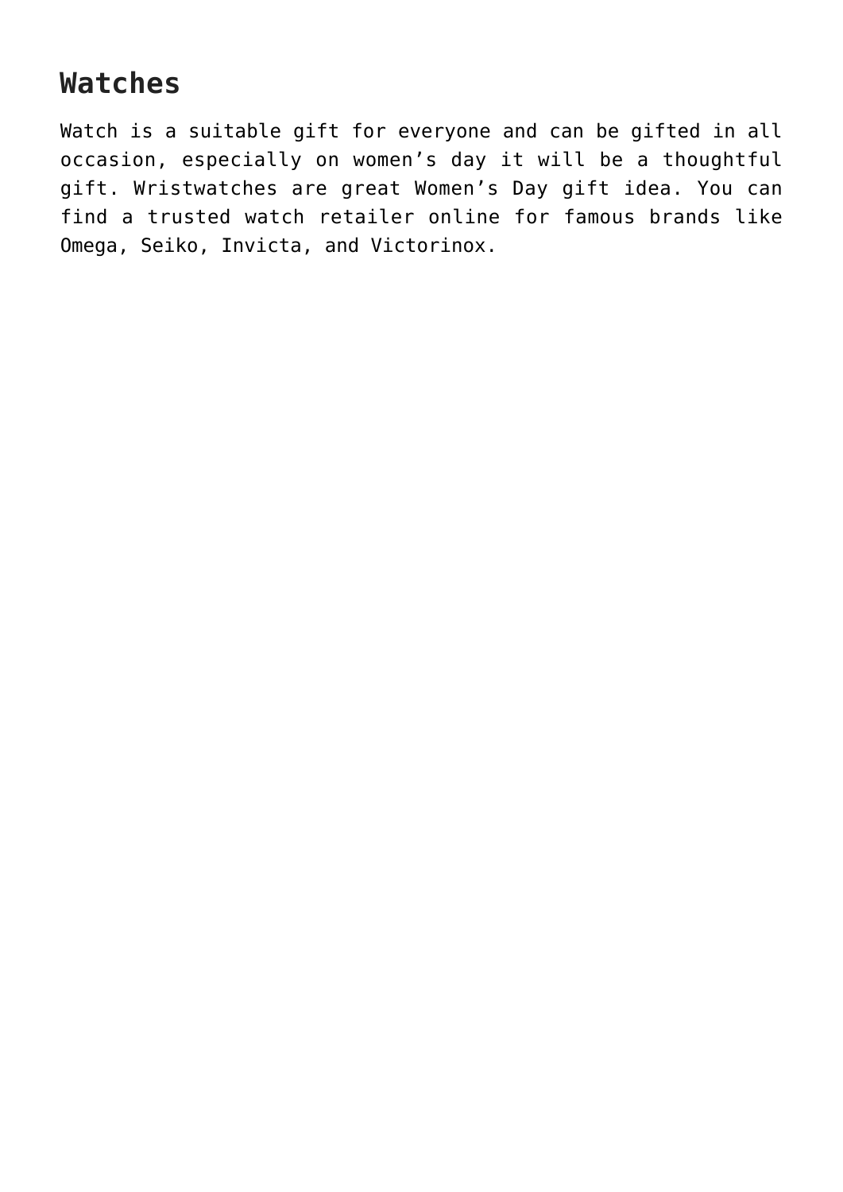## Watches

Watch is a suitable gift for everyone and can be gifted in all occasion, especially on women’s day it will be a thoughtful gift. Wristwatches are great Women’s Day gift idea. You can find a trusted watch retailer online for famous brands like Omega, Seiko, Invicta, and Victorinox.